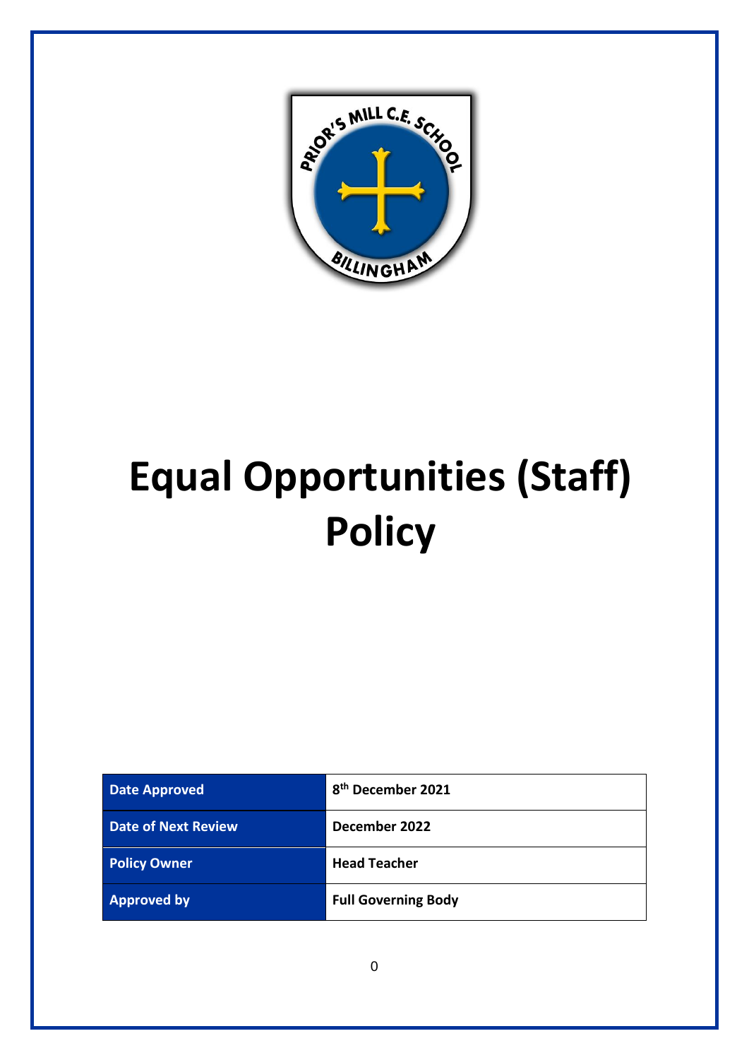# Equal Opportunities (Staff) Policy

| Date Approved | 8th December 2021 |
|---|---|
| Date of Next Review | December 2022 |
| Policy Owner | Head Teacher |
| Approved by | Full Governing Body |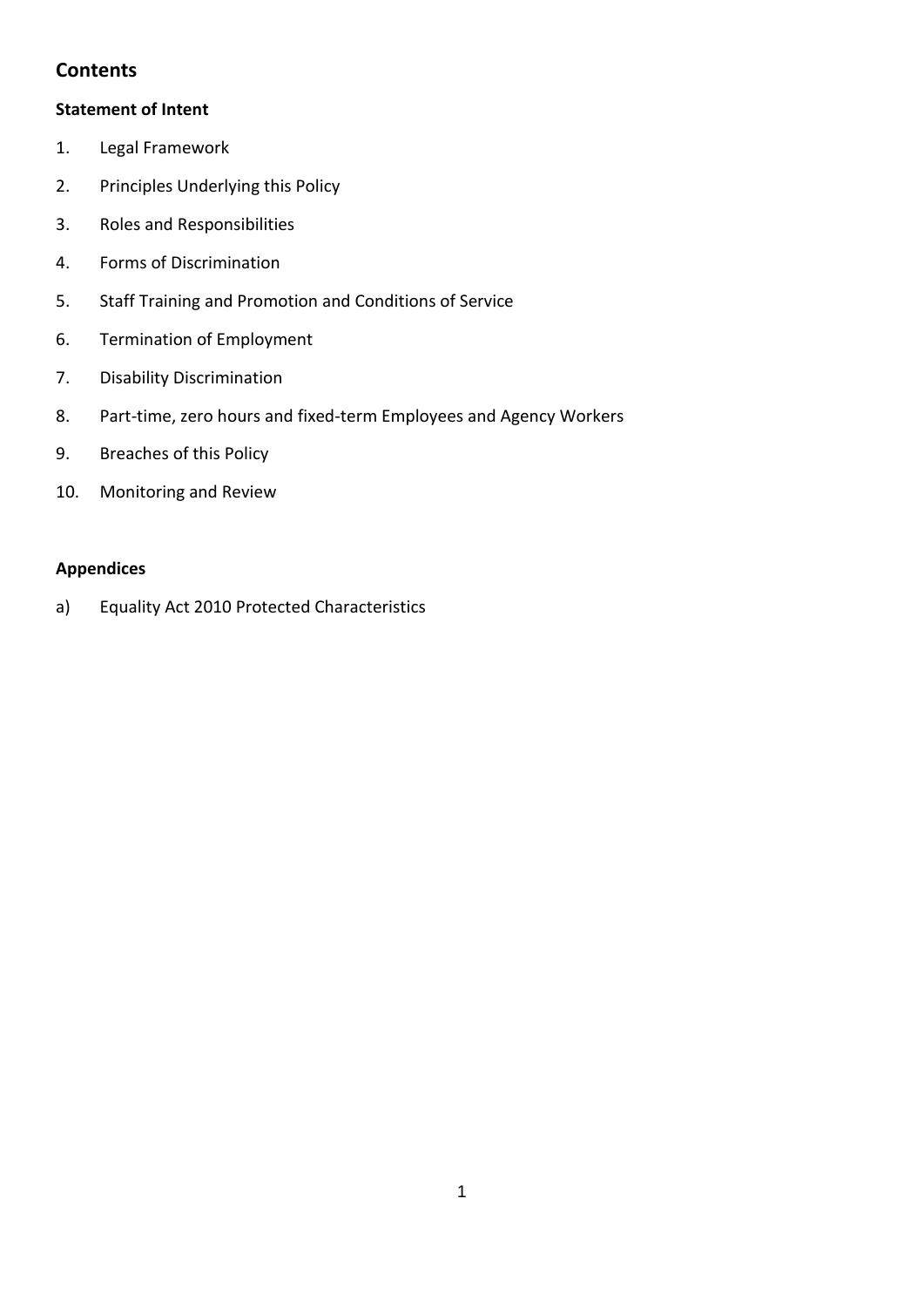## Contents

**Statement of Intent**

1. Legal Framework
2. Principles Underlying this Policy
3. Roles and Responsibilities
4. Forms of Discrimination
5. Staff Training and Promotion and Conditions of Service
6. Termination of Employment
7. Disability Discrimination
8. Part-time, zero hours and fixed-term Employees and Agency Workers
9. Breaches of this Policy
10. Monitoring and Review

**Appendices**

a) Equality Act 2010 Protected Characteristics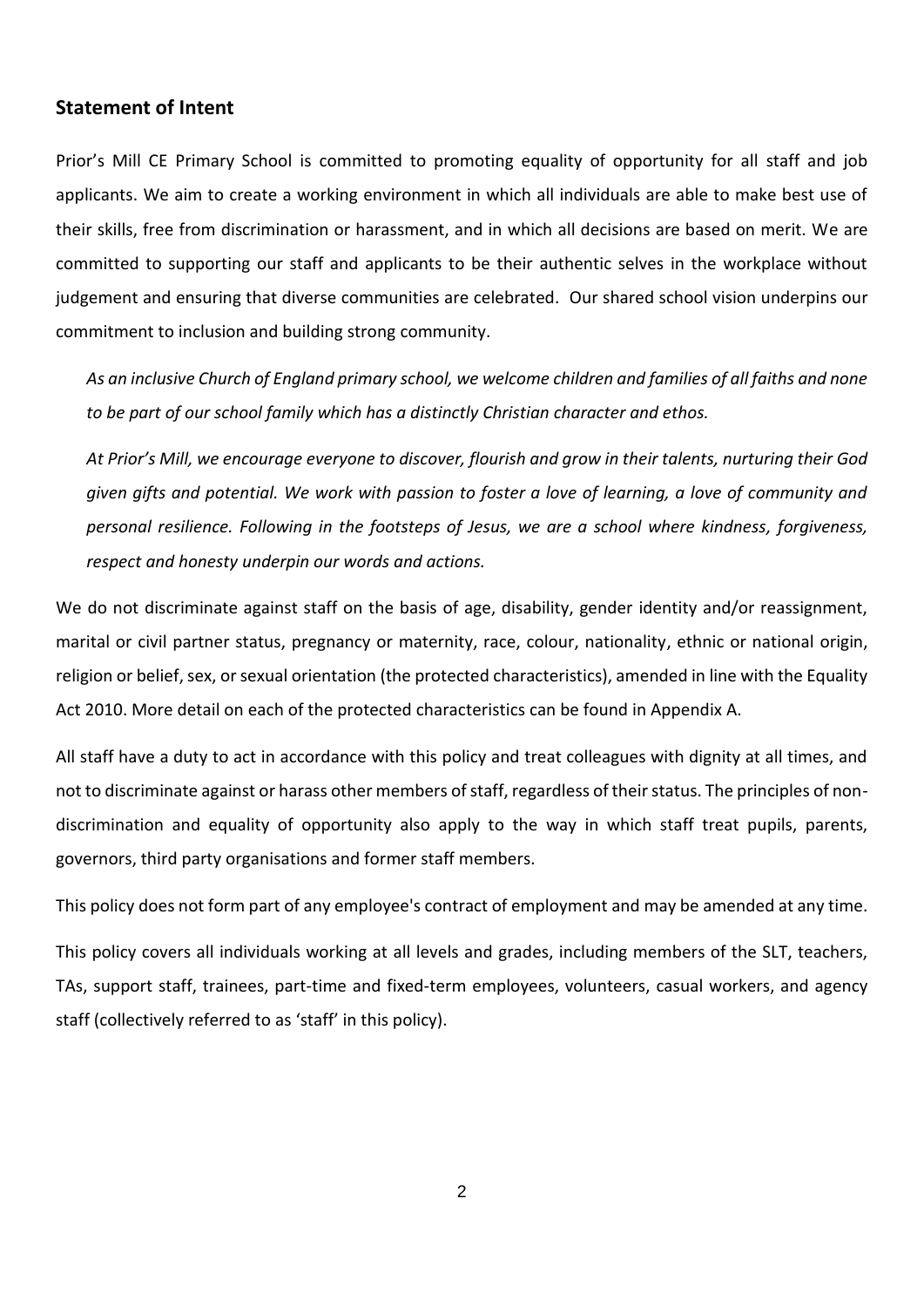## Statement of Intent

Prior's Mill CE Primary School is committed to promoting equality of opportunity for all staff and job applicants. We aim to create a working environment in which all individuals are able to make best use of their skills, free from discrimination or harassment, and in which all decisions are based on merit. We are committed to supporting our staff and applicants to be their authentic selves in the workplace without judgement and ensuring that diverse communities are celebrated. Our shared school vision underpins our commitment to inclusion and building strong community.

> *As an inclusive Church of England primary school, we welcome children and families of all faiths and none to be part of our school family which has a distinctly Christian character and ethos.*
>
> *At Prior's Mill, we encourage everyone to discover, flourish and grow in their talents, nurturing their God given gifts and potential. We work with passion to foster a love of learning, a love of community and personal resilience. Following in the footsteps of Jesus, we are a school where kindness, forgiveness, respect and honesty underpin our words and actions.*

We do not discriminate against staff on the basis of age, disability, gender identity and/or reassignment, marital or civil partner status, pregnancy or maternity, race, colour, nationality, ethnic or national origin, religion or belief, sex, or sexual orientation (the protected characteristics), amended in line with the Equality Act 2010. More detail on each of the protected characteristics can be found in Appendix A.

All staff have a duty to act in accordance with this policy and treat colleagues with dignity at all times, and not to discriminate against or harass other members of staff, regardless of their status. The principles of non-discrimination and equality of opportunity also apply to the way in which staff treat pupils, parents, governors, third party organisations and former staff members.

This policy does not form part of any employee's contract of employment and may be amended at any time.

This policy covers all individuals working at all levels and grades, including members of the SLT, teachers, TAs, support staff, trainees, part-time and fixed-term employees, volunteers, casual workers, and agency staff (collectively referred to as 'staff' in this policy).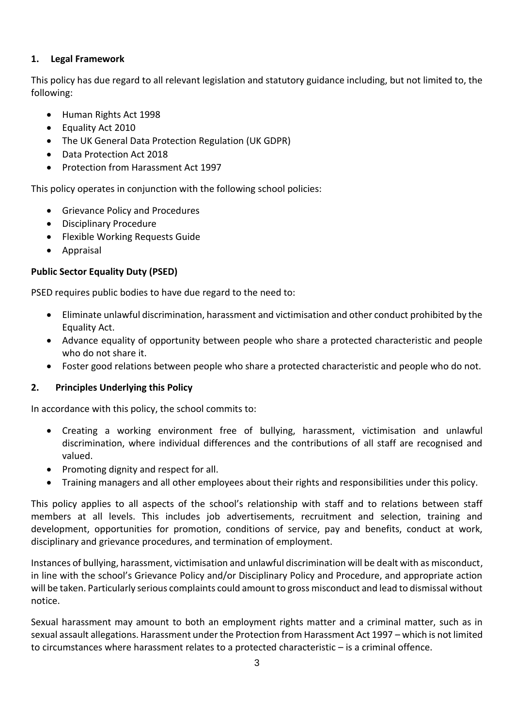## 1. Legal Framework

This policy has due regard to all relevant legislation and statutory guidance including, but not limited to, the following:

- Human Rights Act 1998
- Equality Act 2010
- The UK General Data Protection Regulation (UK GDPR)
- Data Protection Act 2018
- Protection from Harassment Act 1997

This policy operates in conjunction with the following school policies:

- Grievance Policy and Procedures
- Disciplinary Procedure
- Flexible Working Requests Guide
- Appraisal

**Public Sector Equality Duty (PSED)**

PSED requires public bodies to have due regard to the need to:

- Eliminate unlawful discrimination, harassment and victimisation and other conduct prohibited by the Equality Act.
- Advance equality of opportunity between people who share a protected characteristic and people who do not share it.
- Foster good relations between people who share a protected characteristic and people who do not.

## 2. Principles Underlying this Policy

In accordance with this policy, the school commits to:

- Creating a working environment free of bullying, harassment, victimisation and unlawful discrimination, where individual differences and the contributions of all staff are recognised and valued.
- Promoting dignity and respect for all.
- Training managers and all other employees about their rights and responsibilities under this policy.

This policy applies to all aspects of the school's relationship with staff and to relations between staff members at all levels. This includes job advertisements, recruitment and selection, training and development, opportunities for promotion, conditions of service, pay and benefits, conduct at work, disciplinary and grievance procedures, and termination of employment.

Instances of bullying, harassment, victimisation and unlawful discrimination will be dealt with as misconduct, in line with the school's Grievance Policy and/or Disciplinary Policy and Procedure, and appropriate action will be taken. Particularly serious complaints could amount to gross misconduct and lead to dismissal without notice.

Sexual harassment may amount to both an employment rights matter and a criminal matter, such as in sexual assault allegations. Harassment under the Protection from Harassment Act 1997 – which is not limited to circumstances where harassment relates to a protected characteristic – is a criminal offence.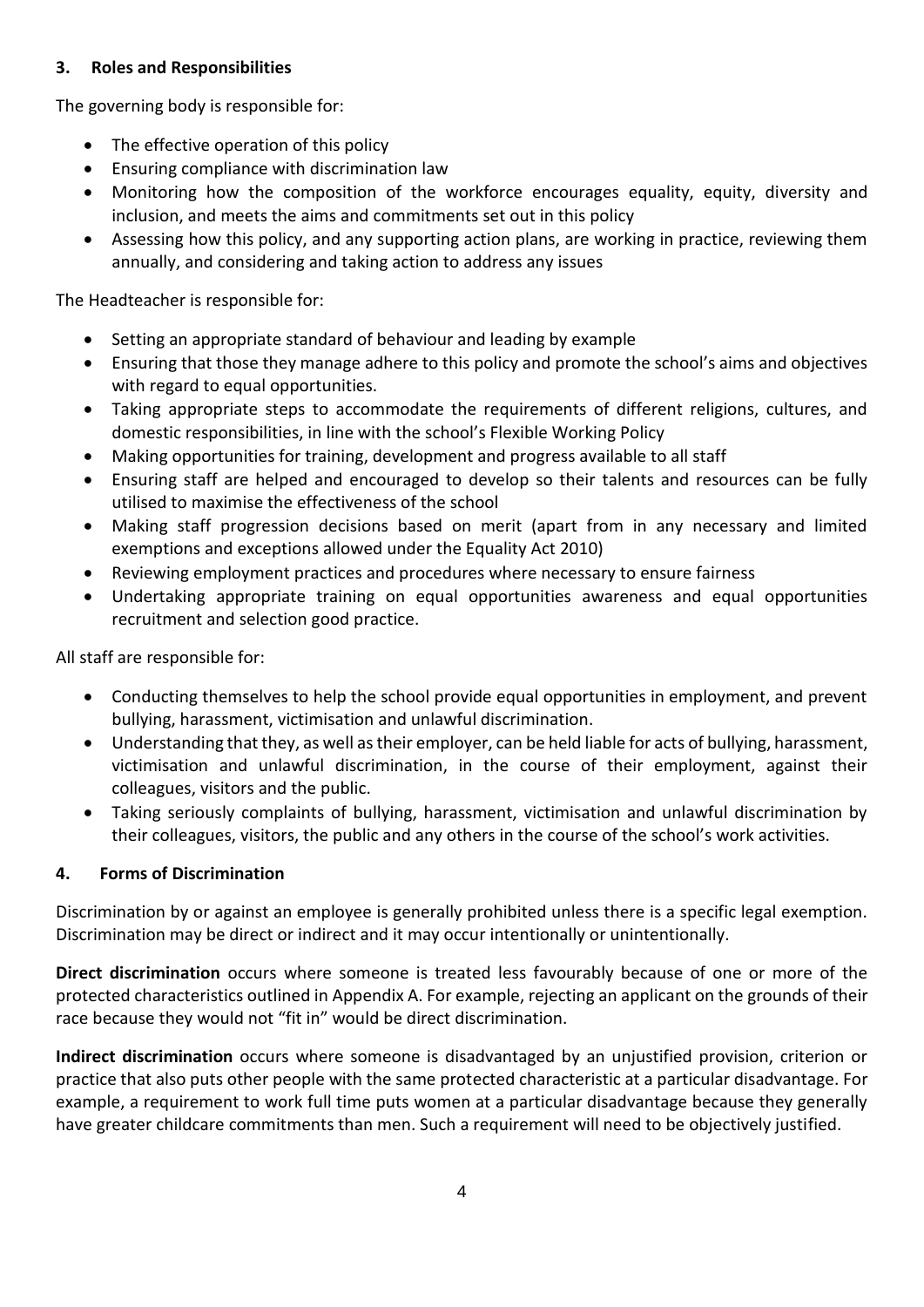## 3. Roles and Responsibilities

The governing body is responsible for:

- The effective operation of this policy
- Ensuring compliance with discrimination law
- Monitoring how the composition of the workforce encourages equality, equity, diversity and inclusion, and meets the aims and commitments set out in this policy
- Assessing how this policy, and any supporting action plans, are working in practice, reviewing them annually, and considering and taking action to address any issues

The Headteacher is responsible for:

- Setting an appropriate standard of behaviour and leading by example
- Ensuring that those they manage adhere to this policy and promote the school's aims and objectives with regard to equal opportunities.
- Taking appropriate steps to accommodate the requirements of different religions, cultures, and domestic responsibilities, in line with the school's Flexible Working Policy
- Making opportunities for training, development and progress available to all staff
- Ensuring staff are helped and encouraged to develop so their talents and resources can be fully utilised to maximise the effectiveness of the school
- Making staff progression decisions based on merit (apart from in any necessary and limited exemptions and exceptions allowed under the Equality Act 2010)
- Reviewing employment practices and procedures where necessary to ensure fairness
- Undertaking appropriate training on equal opportunities awareness and equal opportunities recruitment and selection good practice.

All staff are responsible for:

- Conducting themselves to help the school provide equal opportunities in employment, and prevent bullying, harassment, victimisation and unlawful discrimination.
- Understanding that they, as well as their employer, can be held liable for acts of bullying, harassment, victimisation and unlawful discrimination, in the course of their employment, against their colleagues, visitors and the public.
- Taking seriously complaints of bullying, harassment, victimisation and unlawful discrimination by their colleagues, visitors, the public and any others in the course of the school's work activities.

## 4. Forms of Discrimination

Discrimination by or against an employee is generally prohibited unless there is a specific legal exemption. Discrimination may be direct or indirect and it may occur intentionally or unintentionally.

**Direct discrimination** occurs where someone is treated less favourably because of one or more of the protected characteristics outlined in Appendix A. For example, rejecting an applicant on the grounds of their race because they would not "fit in" would be direct discrimination.

**Indirect discrimination** occurs where someone is disadvantaged by an unjustified provision, criterion or practice that also puts other people with the same protected characteristic at a particular disadvantage. For example, a requirement to work full time puts women at a particular disadvantage because they generally have greater childcare commitments than men. Such a requirement will need to be objectively justified.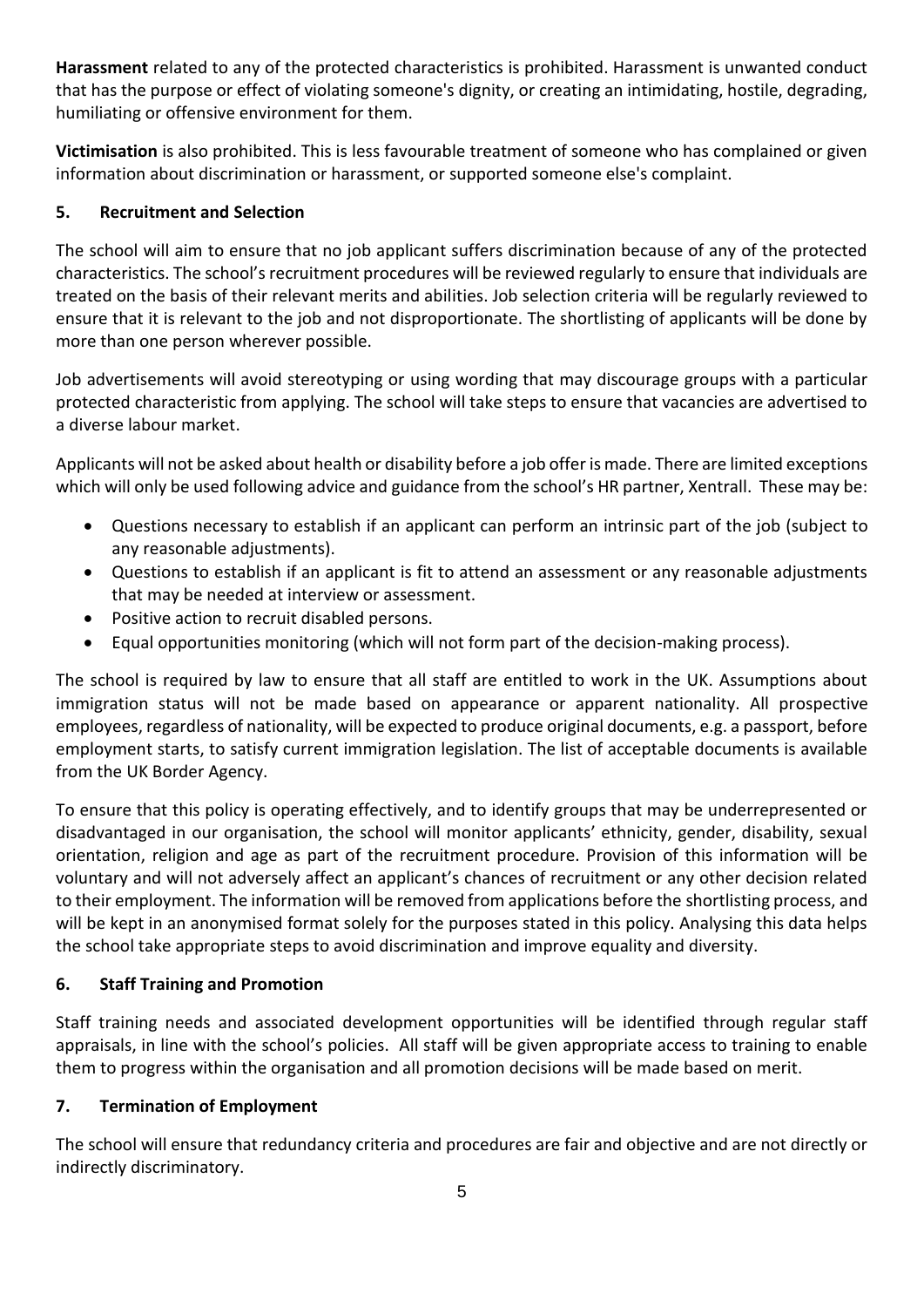**Harassment** related to any of the protected characteristics is prohibited. Harassment is unwanted conduct that has the purpose or effect of violating someone's dignity, or creating an intimidating, hostile, degrading, humiliating or offensive environment for them.

**Victimisation** is also prohibited. This is less favourable treatment of someone who has complained or given information about discrimination or harassment, or supported someone else's complaint.

## 5. Recruitment and Selection

The school will aim to ensure that no job applicant suffers discrimination because of any of the protected characteristics. The school's recruitment procedures will be reviewed regularly to ensure that individuals are treated on the basis of their relevant merits and abilities. Job selection criteria will be regularly reviewed to ensure that it is relevant to the job and not disproportionate. The shortlisting of applicants will be done by more than one person wherever possible.

Job advertisements will avoid stereotyping or using wording that may discourage groups with a particular protected characteristic from applying. The school will take steps to ensure that vacancies are advertised to a diverse labour market.

Applicants will not be asked about health or disability before a job offer is made. There are limited exceptions which will only be used following advice and guidance from the school's HR partner, Xentrall. These may be:

- Questions necessary to establish if an applicant can perform an intrinsic part of the job (subject to any reasonable adjustments).
- Questions to establish if an applicant is fit to attend an assessment or any reasonable adjustments that may be needed at interview or assessment.
- Positive action to recruit disabled persons.
- Equal opportunities monitoring (which will not form part of the decision-making process).

The school is required by law to ensure that all staff are entitled to work in the UK. Assumptions about immigration status will not be made based on appearance or apparent nationality. All prospective employees, regardless of nationality, will be expected to produce original documents, e.g. a passport, before employment starts, to satisfy current immigration legislation. The list of acceptable documents is available from the UK Border Agency.

To ensure that this policy is operating effectively, and to identify groups that may be underrepresented or disadvantaged in our organisation, the school will monitor applicants' ethnicity, gender, disability, sexual orientation, religion and age as part of the recruitment procedure. Provision of this information will be voluntary and will not adversely affect an applicant's chances of recruitment or any other decision related to their employment. The information will be removed from applications before the shortlisting process, and will be kept in an anonymised format solely for the purposes stated in this policy. Analysing this data helps the school take appropriate steps to avoid discrimination and improve equality and diversity.

## 6. Staff Training and Promotion

Staff training needs and associated development opportunities will be identified through regular staff appraisals, in line with the school's policies. All staff will be given appropriate access to training to enable them to progress within the organisation and all promotion decisions will be made based on merit.

## 7. Termination of Employment

The school will ensure that redundancy criteria and procedures are fair and objective and are not directly or indirectly discriminatory.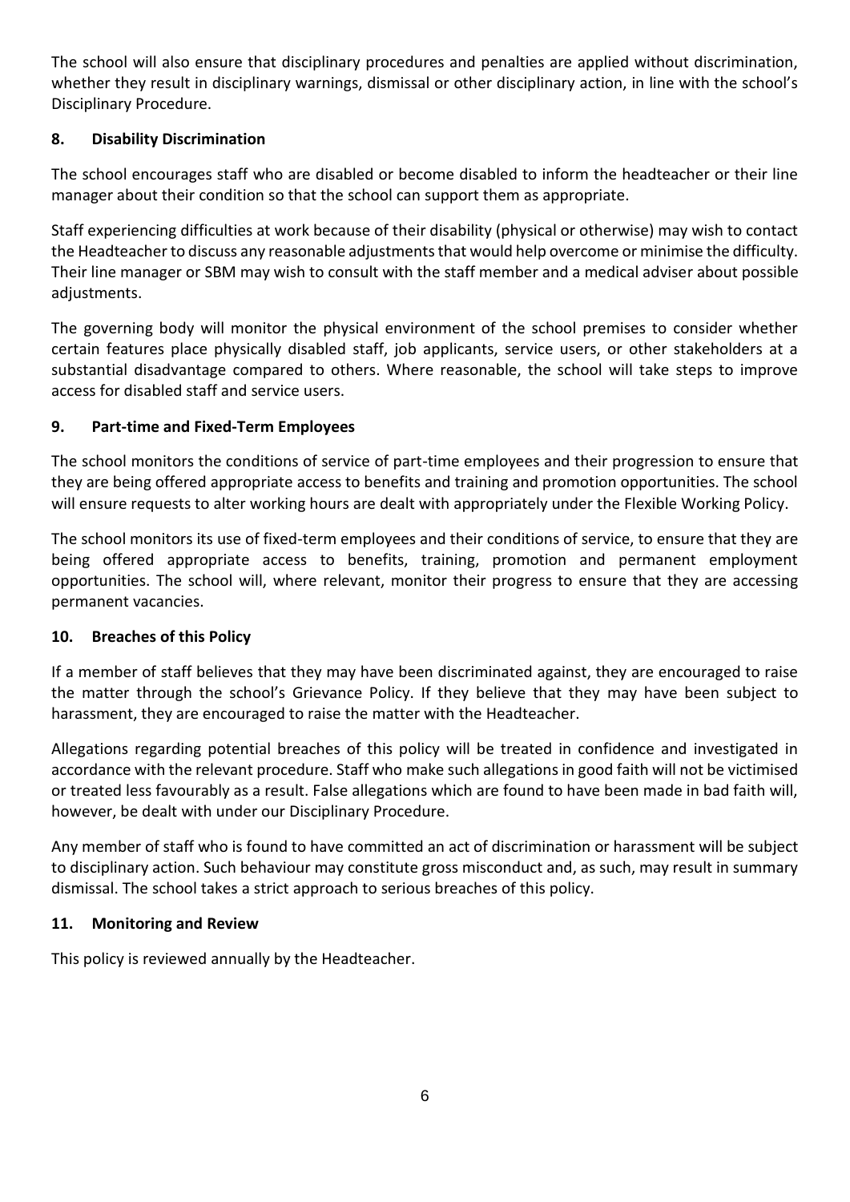The school will also ensure that disciplinary procedures and penalties are applied without discrimination, whether they result in disciplinary warnings, dismissal or other disciplinary action, in line with the school's Disciplinary Procedure.

## 8. Disability Discrimination

The school encourages staff who are disabled or become disabled to inform the headteacher or their line manager about their condition so that the school can support them as appropriate.

Staff experiencing difficulties at work because of their disability (physical or otherwise) may wish to contact the Headteacher to discuss any reasonable adjustments that would help overcome or minimise the difficulty. Their line manager or SBM may wish to consult with the staff member and a medical adviser about possible adjustments.

The governing body will monitor the physical environment of the school premises to consider whether certain features place physically disabled staff, job applicants, service users, or other stakeholders at a substantial disadvantage compared to others. Where reasonable, the school will take steps to improve access for disabled staff and service users.

## 9. Part-time and Fixed-Term Employees

The school monitors the conditions of service of part-time employees and their progression to ensure that they are being offered appropriate access to benefits and training and promotion opportunities. The school will ensure requests to alter working hours are dealt with appropriately under the Flexible Working Policy.

The school monitors its use of fixed-term employees and their conditions of service, to ensure that they are being offered appropriate access to benefits, training, promotion and permanent employment opportunities. The school will, where relevant, monitor their progress to ensure that they are accessing permanent vacancies.

## 10. Breaches of this Policy

If a member of staff believes that they may have been discriminated against, they are encouraged to raise the matter through the school's Grievance Policy. If they believe that they may have been subject to harassment, they are encouraged to raise the matter with the Headteacher.

Allegations regarding potential breaches of this policy will be treated in confidence and investigated in accordance with the relevant procedure. Staff who make such allegations in good faith will not be victimised or treated less favourably as a result. False allegations which are found to have been made in bad faith will, however, be dealt with under our Disciplinary Procedure.

Any member of staff who is found to have committed an act of discrimination or harassment will be subject to disciplinary action. Such behaviour may constitute gross misconduct and, as such, may result in summary dismissal. The school takes a strict approach to serious breaches of this policy.

## 11. Monitoring and Review

This policy is reviewed annually by the Headteacher.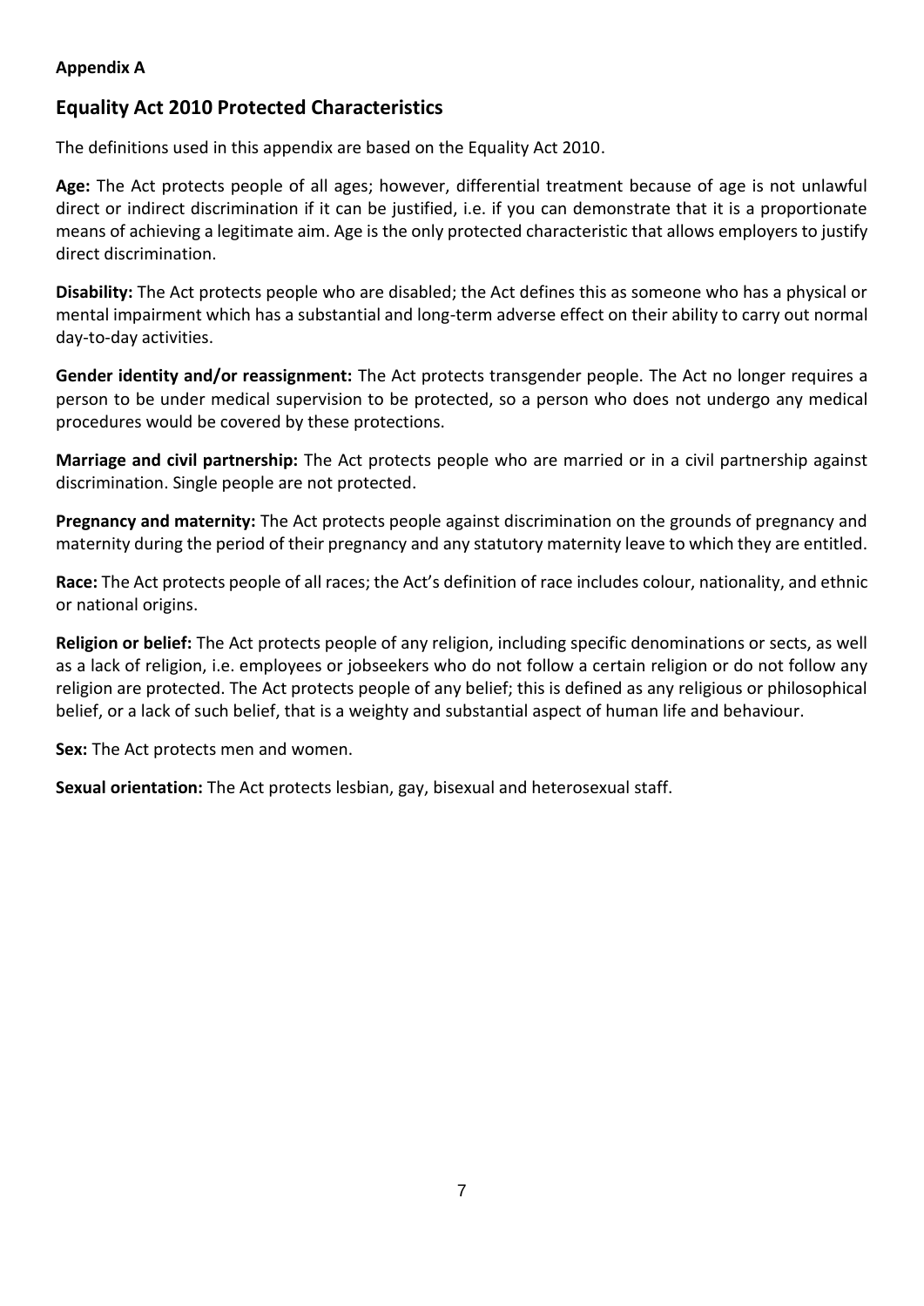**Appendix A**

## Equality Act 2010 Protected Characteristics

The definitions used in this appendix are based on the Equality Act 2010.

**Age:** The Act protects people of all ages; however, differential treatment because of age is not unlawful direct or indirect discrimination if it can be justified, i.e. if you can demonstrate that it is a proportionate means of achieving a legitimate aim. Age is the only protected characteristic that allows employers to justify direct discrimination.

**Disability:** The Act protects people who are disabled; the Act defines this as someone who has a physical or mental impairment which has a substantial and long-term adverse effect on their ability to carry out normal day-to-day activities.

**Gender identity and/or reassignment:** The Act protects transgender people. The Act no longer requires a person to be under medical supervision to be protected, so a person who does not undergo any medical procedures would be covered by these protections.

**Marriage and civil partnership:** The Act protects people who are married or in a civil partnership against discrimination. Single people are not protected.

**Pregnancy and maternity:** The Act protects people against discrimination on the grounds of pregnancy and maternity during the period of their pregnancy and any statutory maternity leave to which they are entitled.

**Race:** The Act protects people of all races; the Act's definition of race includes colour, nationality, and ethnic or national origins.

**Religion or belief:** The Act protects people of any religion, including specific denominations or sects, as well as a lack of religion, i.e. employees or jobseekers who do not follow a certain religion or do not follow any religion are protected. The Act protects people of any belief; this is defined as any religious or philosophical belief, or a lack of such belief, that is a weighty and substantial aspect of human life and behaviour.

**Sex:** The Act protects men and women.

**Sexual orientation:** The Act protects lesbian, gay, bisexual and heterosexual staff.